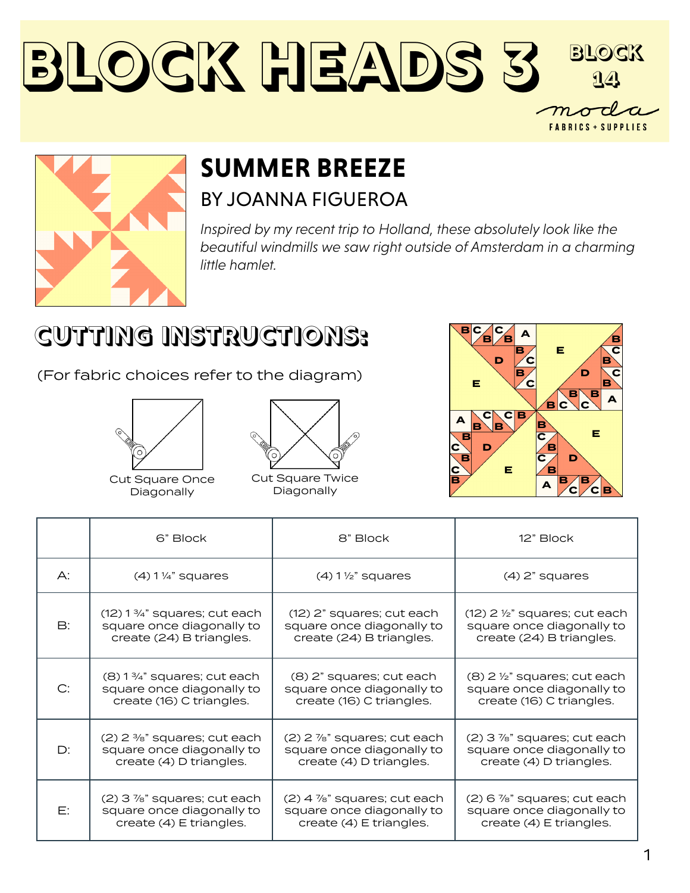# BLOCK HEADS 3

BLOCK 14

moda FABRICS + SUPPLIES

## SUMMER BREEZE

### BY JOANNA FIGUEROA

*Inspired by my recent trip to Holland, these absolutely look like the beautiful windmills we saw right outside of Amsterdam in a charming little hamlet.*

## CUTTING INSTRUCTIONS:

(For fabric choices refer to the diagram)

Cut Square Once Diagonally

Cut Square Twice Diagonally

| | 6" Block | 8" Block | 12" Block |
|---|---|---|---|
| A: | (4) 1 ¼" squares | (4) 1 ½" squares | (4) 2" squares |
| B: | (12) 1 ¾" squares; cut each square once diagonally to create (24) B triangles. | (12) 2" squares; cut each square once diagonally to create (24) B triangles. | (12) 2 ½" squares; cut each square once diagonally to create (24) B triangles. |
| C: | (8) 1 ¾" squares; cut each square once diagonally to create (16) C triangles. | (8) 2" squares; cut each square once diagonally to create (16) C triangles. | (8) 2 ½" squares; cut each square once diagonally to create (16) C triangles. |
| D: | (2) 2 ⅜" squares; cut each square once diagonally to create (4) D triangles. | (2) 2 ⅞" squares; cut each square once diagonally to create (4) D triangles. | (2) 3 ⅞" squares; cut each square once diagonally to create (4) D triangles. |
| E: | (2) 3 ⅞" squares; cut each square once diagonally to create (4) E triangles. | (2) 4 ⅞" squares; cut each square once diagonally to create (4) E triangles. | (2) 6 ⅞" squares; cut each square once diagonally to create (4) E triangles. |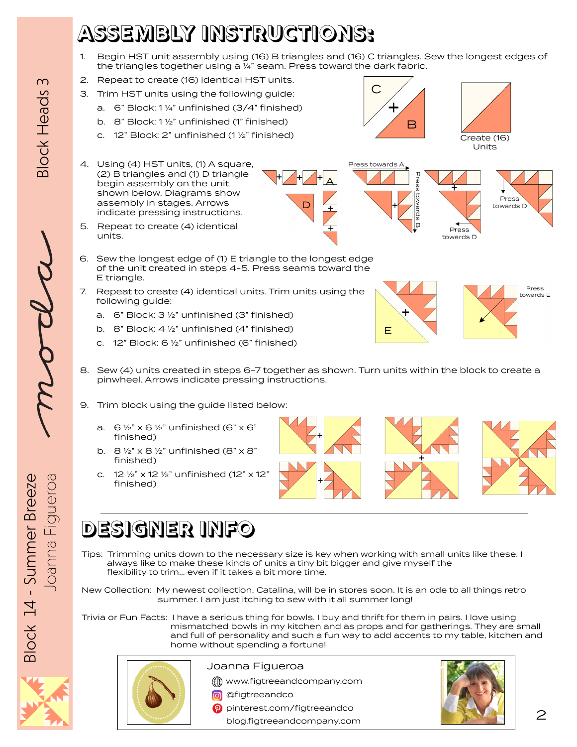# ASSEMBLY INSTRUCTIONS:

1. Begin HST unit assembly using (16) B triangles and (16) C triangles. Sew the longest edges of the triangles together using a ¼" seam. Press toward the dark fabric.
2. Repeat to create (16) identical HST units.
3. Trim HST units using the following guide:
   a. 6" Block: 1 ¼" unfinished (3/4" finished)
   b. 8" Block: 1 ½" unfinished (1" finished)
   c. 12" Block: 2" unfinished (1 ½" finished)

C
B
Create (16) Units

4. Using (4) HST units, (1) A square, (2) B triangles and (1) D triangle begin assembly on the unit shown below. Diagrams show assembly in stages. Arrows indicate pressing instructions.
5. Repeat to create (4) identical units.

A
D
Press towards A
Press towards B
Press towards D
Press towards D

6. Sew the longest edge of (1) E triangle to the longest edge of the unit created in steps 4-5. Press seams toward the E triangle.
7. Repeat to create (4) identical units. Trim units using the following guide:
   a. 6" Block: 3 ½" unfinished (3" finished)
   b. 8" Block: 4 ½" unfinished (4" finished)
   c. 12" Block: 6 ½" unfinished (6" finished)

E
Press towards E

8. Sew (4) units created in steps 6-7 together as shown. Turn units within the block to create a pinwheel. Arrows indicate pressing instructions.

9. Trim block using the guide listed below:
   a. 6 ½" x 6 ½" unfinished (6" x 6" finished)
   b. 8 ½" x 8 ½" unfinished (8" x 8" finished)
   c. 12 ½" x 12 ½" unfinished (12" x 12" finished)

# DESIGNER INFO

Tips: Trimming units down to the necessary size is key when working with small units like these. I always like to make these kinds of units a tiny bit bigger and give myself the flexibility to trim... even if it takes a bit more time.

New Collection: My newest collection, Catalina, will be in stores soon. It is an ode to all things retro summer. I am just itching to sew with it all summer long!

Trivia or Fun Facts: I have a serious thing for bowls. I buy and thrift for them in pairs. I love using mismatched bowls in my kitchen and as props and for gatherings. They are small and full of personality and such a fun way to add accents to my table, kitchen and home without spending a fortune!

Joanna Figueroa
www.figtreeandcompany.com
@figtreeandco
pinterest.com/figtreeandco
blog.figtreeandcompany.com